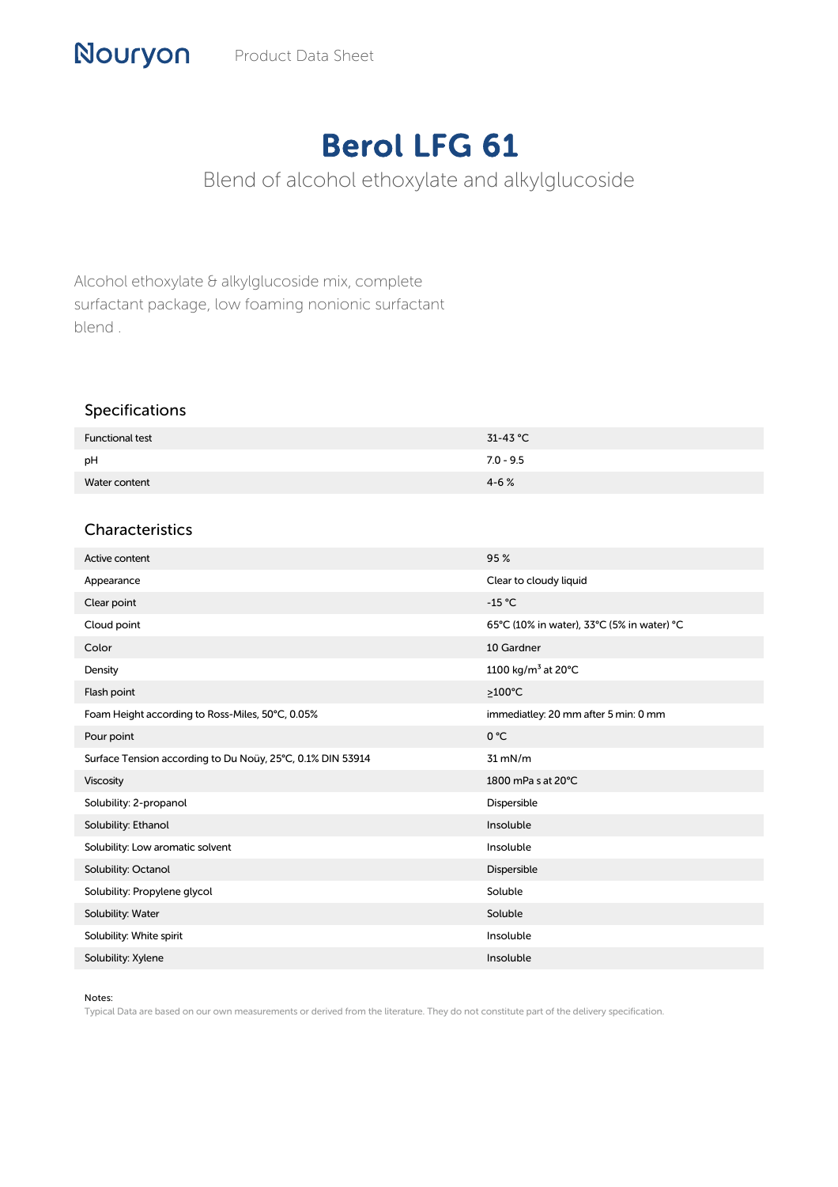Nouryon Product Data Sheet

# Berol LFG 61

Blend of alcohol ethoxylate and alkylglucoside

Alcohol ethoxylate & alkylglucoside mix, complete surfactant package, low foaming nonionic surfactant blend .

## Specifications

| | |
|---|---|
| Functional test | 31-43 °C |
| pH | 7.0 - 9.5 |
| Water content | 4-6 % |

## Characteristics

| | |
|---|---|
| Active content | 95 % |
| Appearance | Clear to cloudy liquid |
| Clear point | -15 °C |
| Cloud point | 65°C (10% in water), 33°C (5% in water) °C |
| Color | 10 Gardner |
| Density | 1100 kg/m$^3$ at 20°C |
| Flash point | ≥100°C |
| Foam Height according to Ross-Miles, 50°C, 0.05% | immediatley: 20 mm after 5 min: 0 mm |
| Pour point | 0 °C |
| Surface Tension according to Du Noüy, 25°C, 0.1% DIN 53914 | 31 mN/m |
| Viscosity | 1800 mPa s at 20°C |
| Solubility: 2-propanol | Dispersible |
| Solubility: Ethanol | Insoluble |
| Solubility: Low aromatic solvent | Insoluble |
| Solubility: Octanol | Dispersible |
| Solubility: Propylene glycol | Soluble |
| Solubility: Water | Soluble |
| Solubility: White spirit | Insoluble |
| Solubility: Xylene | Insoluble |

Notes:

Typical Data are based on our own measurements or derived from the literature. They do not constitute part of the delivery specification.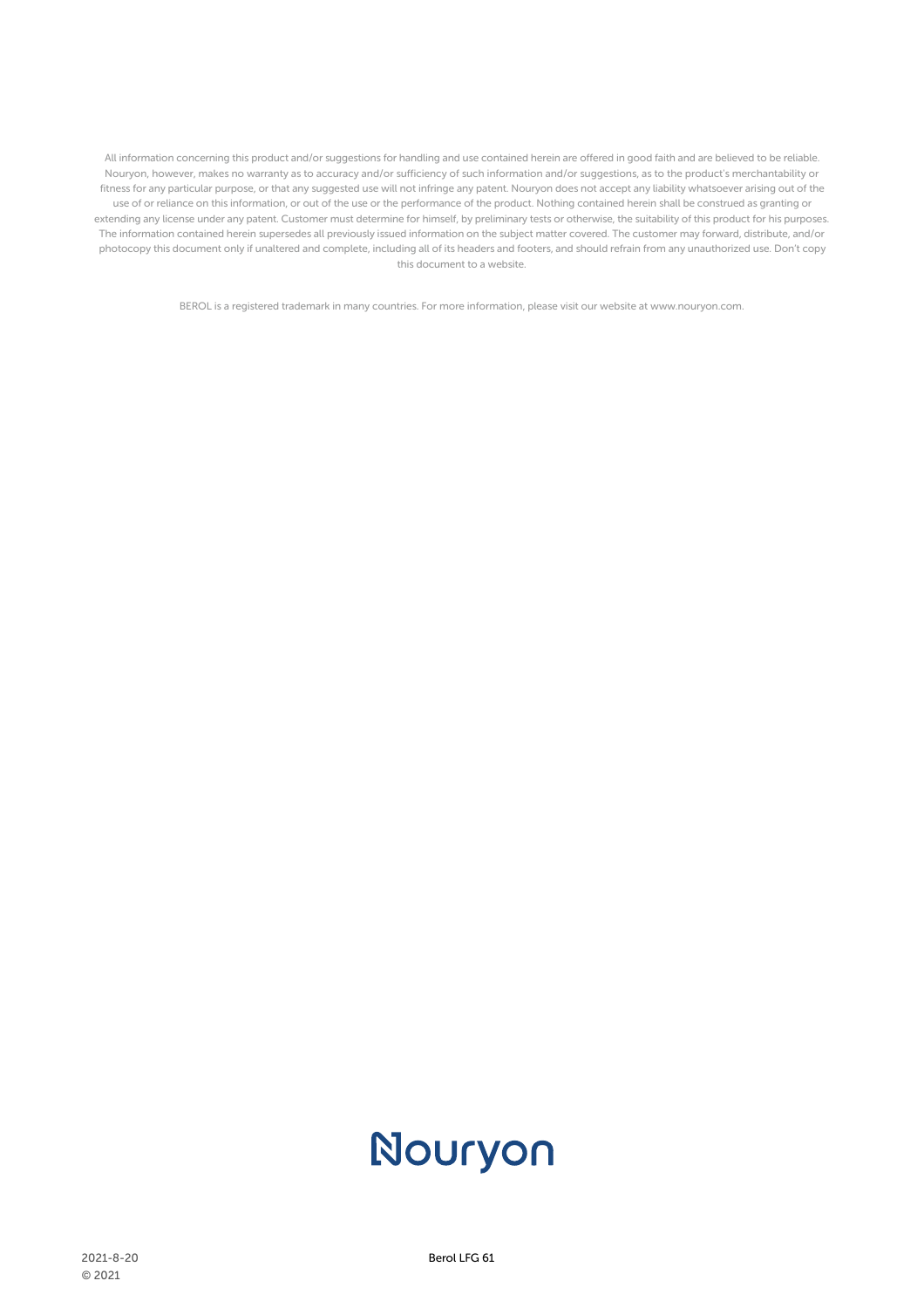All information concerning this product and/or suggestions for handling and use contained herein are offered in good faith and are believed to be reliable. Nouryon, however, makes no warranty as to accuracy and/or sufficiency of such information and/or suggestions, as to the product's merchantability or fitness for any particular purpose, or that any suggested use will not infringe any patent. Nouryon does not accept any liability whatsoever arising out of the use of or reliance on this information, or out of the use or the performance of the product. Nothing contained herein shall be construed as granting or extending any license under any patent. Customer must determine for himself, by preliminary tests or otherwise, the suitability of this product for his purposes. The information contained herein supersedes all previously issued information on the subject matter covered. The customer may forward, distribute, and/or photocopy this document only if unaltered and complete, including all of its headers and footers, and should refrain from any unauthorized use. Don't copy this document to a website.

BEROL is a registered trademark in many countries. For more information, please visit our website at www.nouryon.com.

Nouryon

2021-8-20
© 2021

Berol LFG 61